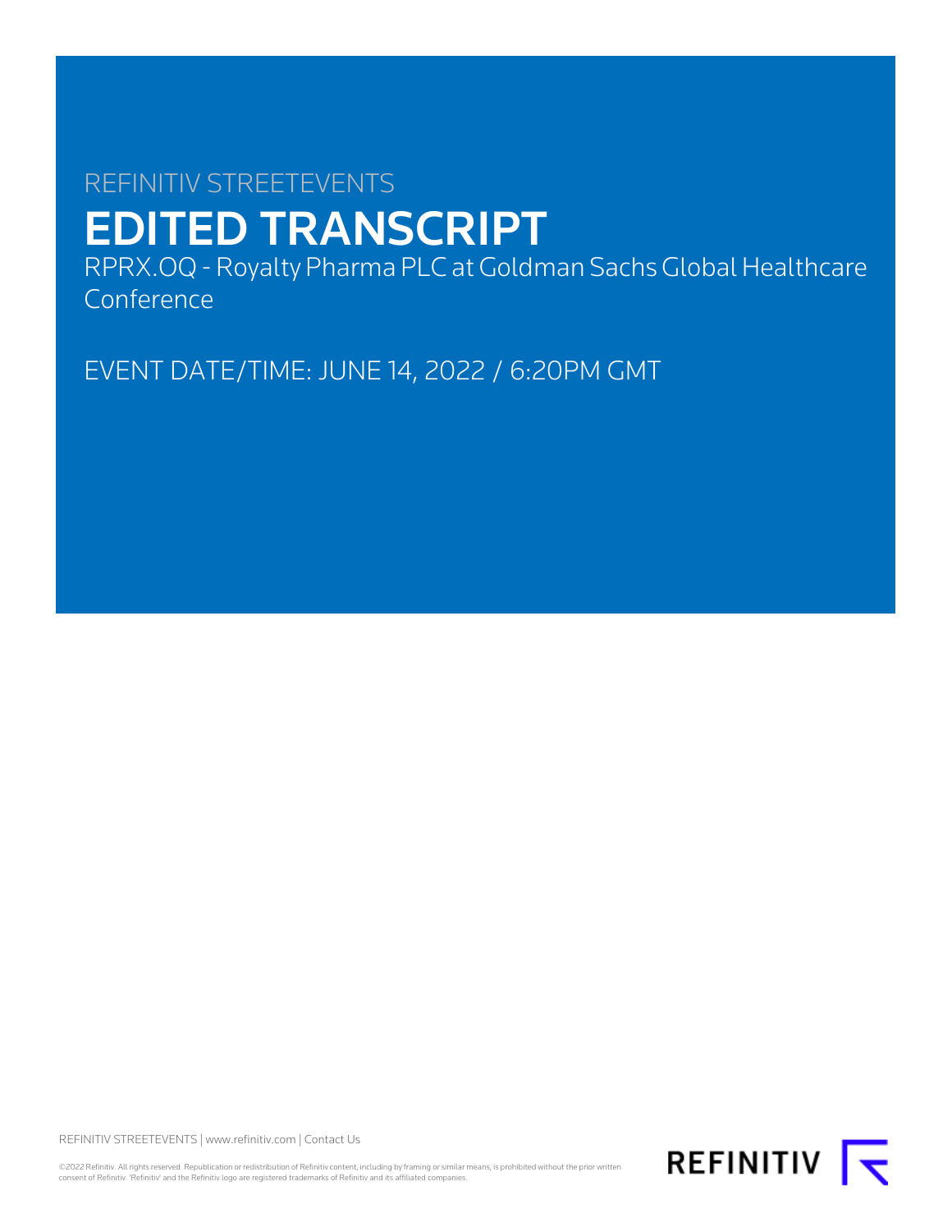REFINITIV STREETEVENTS

# EDITED TRANSCRIPT

RPRX.OQ - Royalty Pharma PLC at Goldman Sachs Global Healthcare Conference

EVENT DATE/TIME: JUNE 14, 2022 / 6:20PM GMT

REFINITIV STREETEVENTS | www.refinitiv.com | Contact Us

©2022 Refinitiv. All rights reserved. Republication or redistribution of Refinitiv content, including by framing or similar means, is prohibited without the prior written consent of Refinitiv. 'Refinitiv' and the Refinitiv logo are registered trademarks of Refinitiv and its affiliated companies.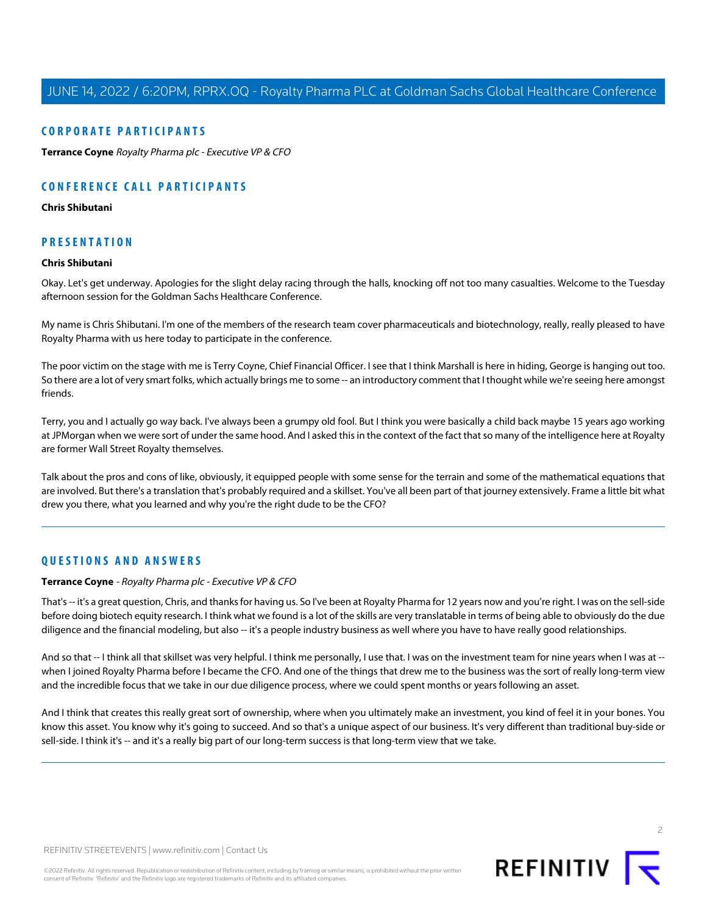## CORPORATE PARTICIPANTS

**Terrance Coyne** *Royalty Pharma plc - Executive VP & CFO*

## CONFERENCE CALL PARTICIPANTS

**Chris Shibutani**

## PRESENTATION

### Chris Shibutani

Okay. Let's get underway. Apologies for the slight delay racing through the halls, knocking off not too many casualties. Welcome to the Tuesday afternoon session for the Goldman Sachs Healthcare Conference.

My name is Chris Shibutani. I'm one of the members of the research team cover pharmaceuticals and biotechnology, really, really pleased to have Royalty Pharma with us here today to participate in the conference.

The poor victim on the stage with me is Terry Coyne, Chief Financial Officer. I see that I think Marshall is here in hiding, George is hanging out too. So there are a lot of very smart folks, which actually brings me to some -- an introductory comment that I thought while we're seeing here amongst friends.

Terry, you and I actually go way back. I've always been a grumpy old fool. But I think you were basically a child back maybe 15 years ago working at JPMorgan when we were sort of under the same hood. And I asked this in the context of the fact that so many of the intelligence here at Royalty are former Wall Street Royalty themselves.

Talk about the pros and cons of like, obviously, it equipped people with some sense for the terrain and some of the mathematical equations that are involved. But there's a translation that's probably required and a skillset. You've all been part of that journey extensively. Frame a little bit what drew you there, what you learned and why you're the right dude to be the CFO?

## QUESTIONS AND ANSWERS

### Terrance Coyne - *Royalty Pharma plc - Executive VP & CFO*

That's -- it's a great question, Chris, and thanks for having us. So I've been at Royalty Pharma for 12 years now and you're right. I was on the sell-side before doing biotech equity research. I think what we found is a lot of the skills are very translatable in terms of being able to obviously do the due diligence and the financial modeling, but also -- it's a people industry business as well where you have to have really good relationships.

And so that -- I think all that skillset was very helpful. I think me personally, I use that. I was on the investment team for nine years when I was at -- when I joined Royalty Pharma before I became the CFO. And one of the things that drew me to the business was the sort of really long-term view and the incredible focus that we take in our due diligence process, where we could spent months or years following an asset.

And I think that creates this really great sort of ownership, where when you ultimately make an investment, you kind of feel it in your bones. You know this asset. You know why it's going to succeed. And so that's a unique aspect of our business. It's very different than traditional buy-side or sell-side. I think it's -- and it's a really big part of our long-term success is that long-term view that we take.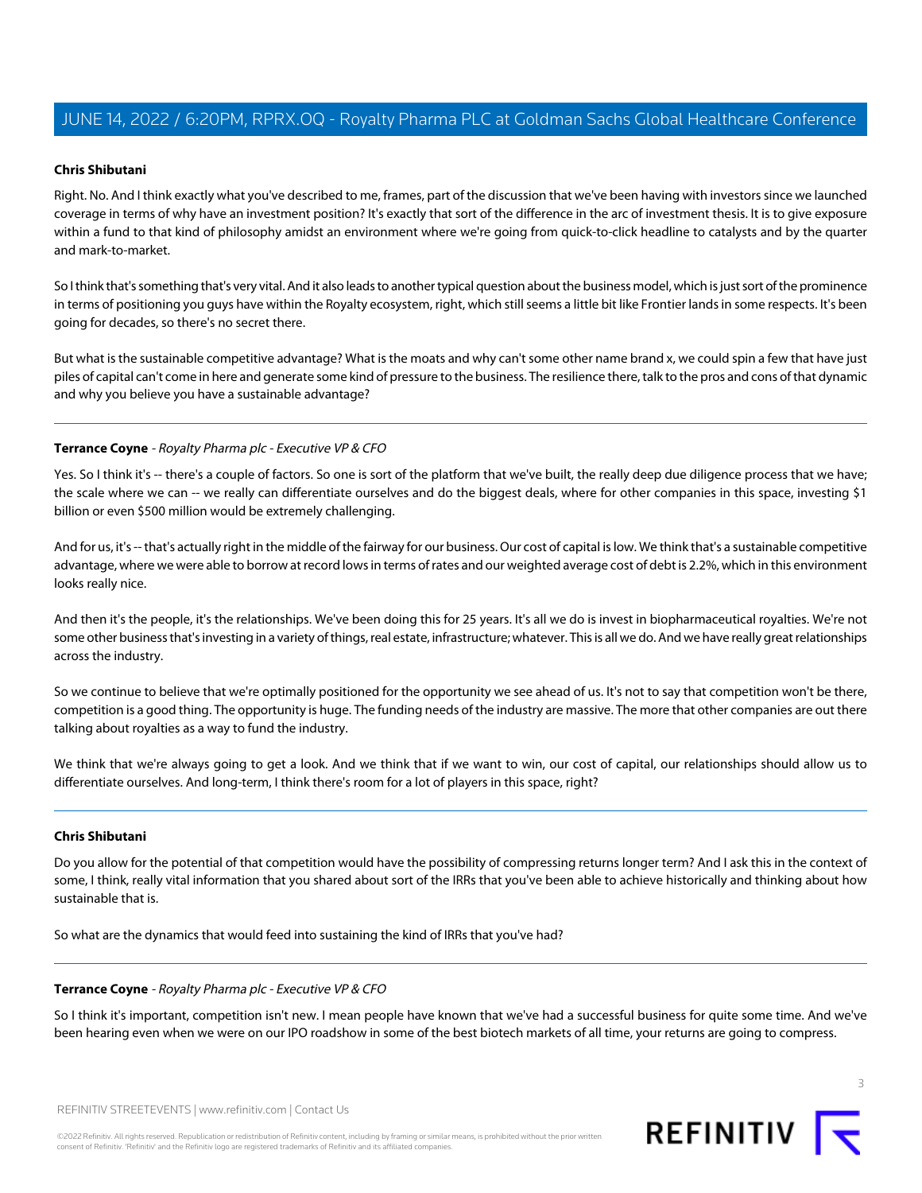**Chris Shibutani**

Right. No. And I think exactly what you've described to me, frames, part of the discussion that we've been having with investors since we launched coverage in terms of why have an investment position? It's exactly that sort of the difference in the arc of investment thesis. It is to give exposure within a fund to that kind of philosophy amidst an environment where we're going from quick-to-click headline to catalysts and by the quarter and mark-to-market.

So I think that's something that's very vital. And it also leads to another typical question about the business model, which is just sort of the prominence in terms of positioning you guys have within the Royalty ecosystem, right, which still seems a little bit like Frontier lands in some respects. It's been going for decades, so there's no secret there.

But what is the sustainable competitive advantage? What is the moats and why can't some other name brand x, we could spin a few that have just piles of capital can't come in here and generate some kind of pressure to the business. The resilience there, talk to the pros and cons of that dynamic and why you believe you have a sustainable advantage?

---

**Terrance Coyne** - *Royalty Pharma plc - Executive VP & CFO*

Yes. So I think it's -- there's a couple of factors. So one is sort of the platform that we've built, the really deep due diligence process that we have; the scale where we can -- we really can differentiate ourselves and do the biggest deals, where for other companies in this space, investing $1 billion or even $500 million would be extremely challenging.

And for us, it's -- that's actually right in the middle of the fairway for our business. Our cost of capital is low. We think that's a sustainable competitive advantage, where we were able to borrow at record lows in terms of rates and our weighted average cost of debt is 2.2%, which in this environment looks really nice.

And then it's the people, it's the relationships. We've been doing this for 25 years. It's all we do is invest in biopharmaceutical royalties. We're not some other business that's investing in a variety of things, real estate, infrastructure; whatever. This is all we do. And we have really great relationships across the industry.

So we continue to believe that we're optimally positioned for the opportunity we see ahead of us. It's not to say that competition won't be there, competition is a good thing. The opportunity is huge. The funding needs of the industry are massive. The more that other companies are out there talking about royalties as a way to fund the industry.

We think that we're always going to get a look. And we think that if we want to win, our cost of capital, our relationships should allow us to differentiate ourselves. And long-term, I think there's room for a lot of players in this space, right?

---

**Chris Shibutani**

Do you allow for the potential of that competition would have the possibility of compressing returns longer term? And I ask this in the context of some, I think, really vital information that you shared about sort of the IRRs that you've been able to achieve historically and thinking about how sustainable that is.

So what are the dynamics that would feed into sustaining the kind of IRRs that you've had?

---

**Terrance Coyne** - *Royalty Pharma plc - Executive VP & CFO*

So I think it's important, competition isn't new. I mean people have known that we've had a successful business for quite some time. And we've been hearing even when we were on our IPO roadshow in some of the best biotech markets of all time, your returns are going to compress.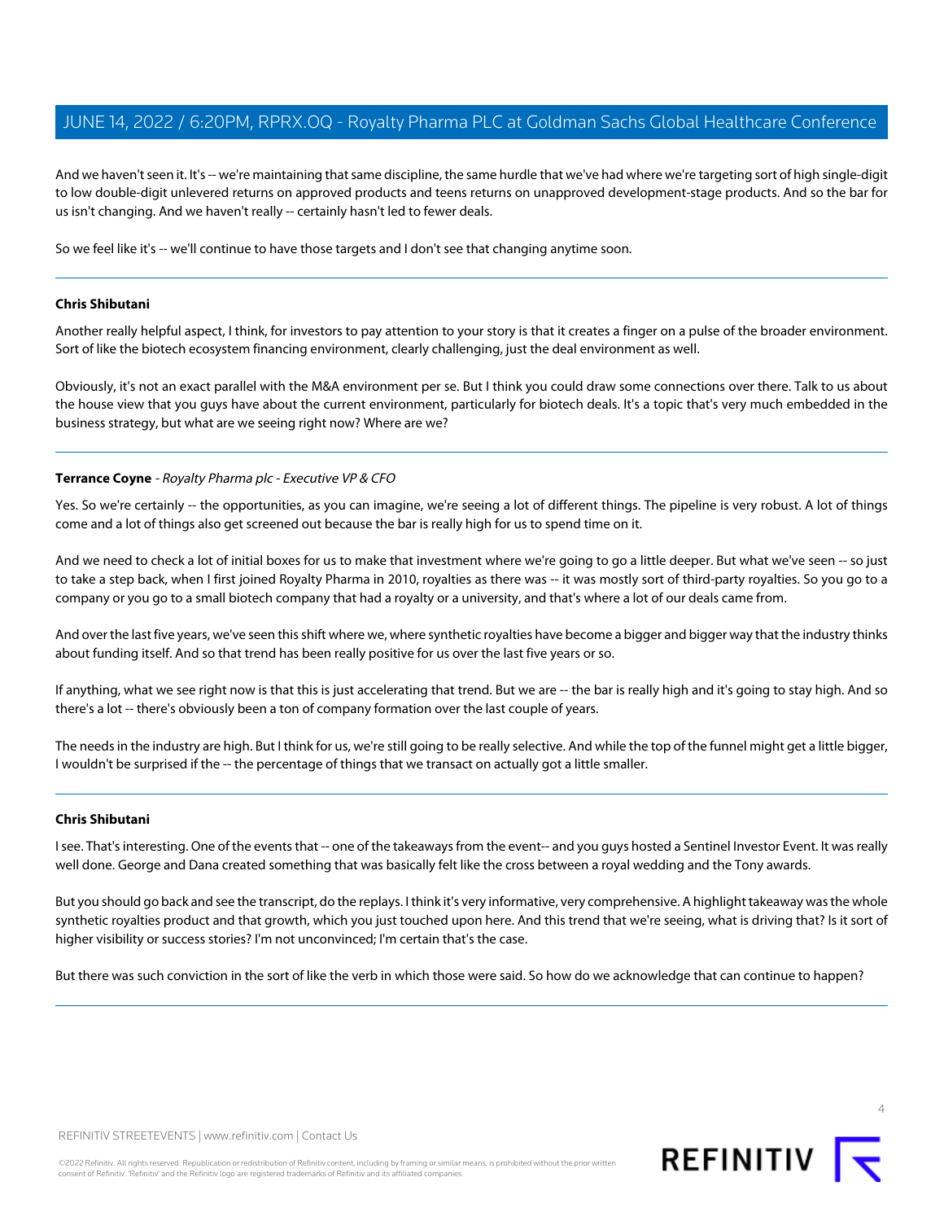And we haven't seen it. It's -- we're maintaining that same discipline, the same hurdle that we've had where we're targeting sort of high single-digit to low double-digit unlevered returns on approved products and teens returns on unapproved development-stage products. And so the bar for us isn't changing. And we haven't really -- certainly hasn't led to fewer deals.

So we feel like it's -- we'll continue to have those targets and I don't see that changing anytime soon.

---

**Chris Shibutani**

Another really helpful aspect, I think, for investors to pay attention to your story is that it creates a finger on a pulse of the broader environment. Sort of like the biotech ecosystem financing environment, clearly challenging, just the deal environment as well.

Obviously, it's not an exact parallel with the M&A environment per se. But I think you could draw some connections over there. Talk to us about the house view that you guys have about the current environment, particularly for biotech deals. It's a topic that's very much embedded in the business strategy, but what are we seeing right now? Where are we?

---

**Terrance Coyne** - *Royalty Pharma plc - Executive VP & CFO*

Yes. So we're certainly -- the opportunities, as you can imagine, we're seeing a lot of different things. The pipeline is very robust. A lot of things come and a lot of things also get screened out because the bar is really high for us to spend time on it.

And we need to check a lot of initial boxes for us to make that investment where we're going to go a little deeper. But what we've seen -- so just to take a step back, when I first joined Royalty Pharma in 2010, royalties as there was -- it was mostly sort of third-party royalties. So you go to a company or you go to a small biotech company that had a royalty or a university, and that's where a lot of our deals came from.

And over the last five years, we've seen this shift where we, where synthetic royalties have become a bigger and bigger way that the industry thinks about funding itself. And so that trend has been really positive for us over the last five years or so.

If anything, what we see right now is that this is just accelerating that trend. But we are -- the bar is really high and it's going to stay high. And so there's a lot -- there's obviously been a ton of company formation over the last couple of years.

The needs in the industry are high. But I think for us, we're still going to be really selective. And while the top of the funnel might get a little bigger, I wouldn't be surprised if the -- the percentage of things that we transact on actually got a little smaller.

---

**Chris Shibutani**

I see. That's interesting. One of the events that -- one of the takeaways from the event-- and you guys hosted a Sentinel Investor Event. It was really well done. George and Dana created something that was basically felt like the cross between a royal wedding and the Tony awards.

But you should go back and see the transcript, do the replays. I think it's very informative, very comprehensive. A highlight takeaway was the whole synthetic royalties product and that growth, which you just touched upon here. And this trend that we're seeing, what is driving that? Is it sort of higher visibility or success stories? I'm not unconvinced; I'm certain that's the case.

But there was such conviction in the sort of like the verb in which those were said. So how do we acknowledge that can continue to happen?

---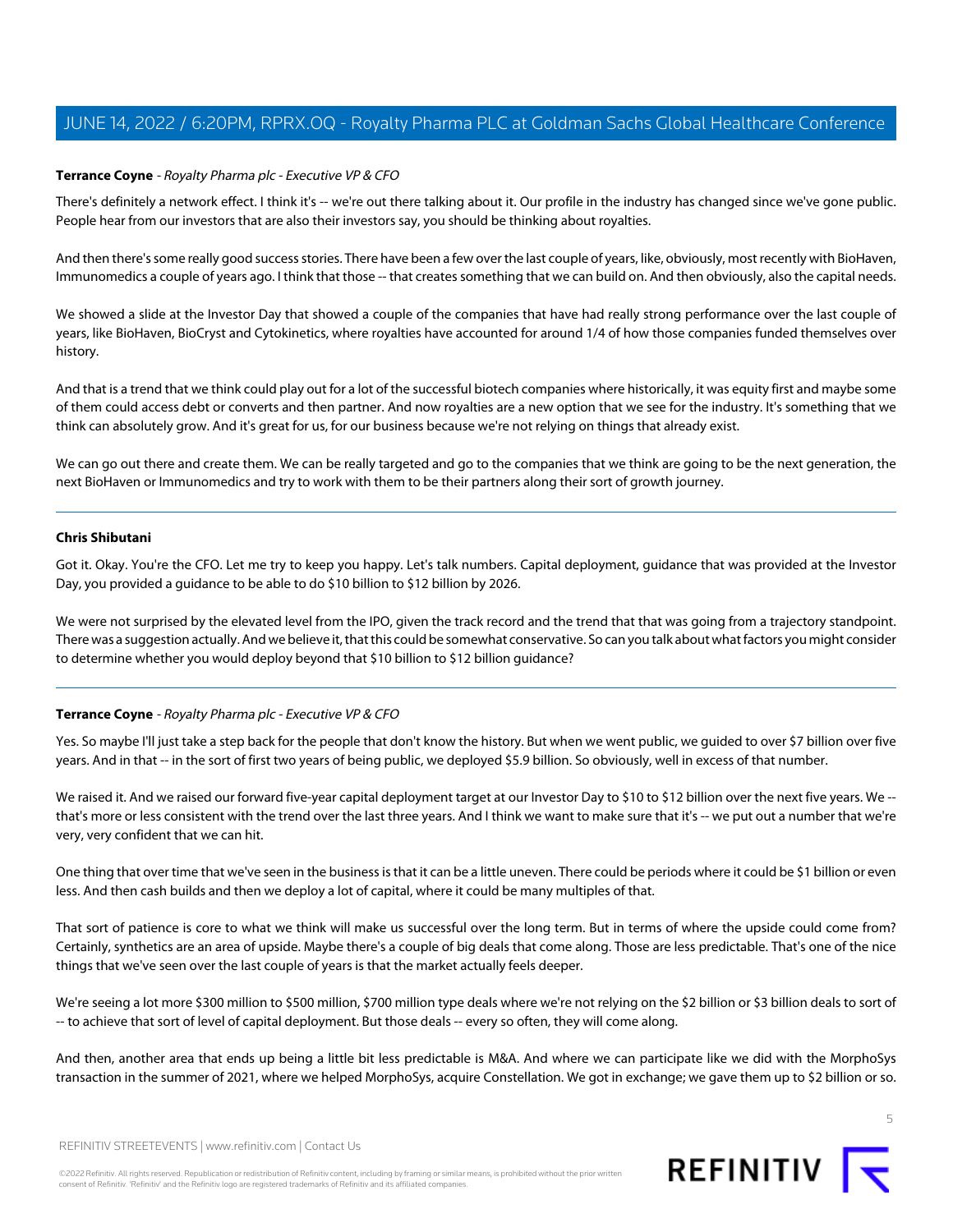**Terrance Coyne** - *Royalty Pharma plc - Executive VP & CFO*

There's definitely a network effect. I think it's -- we're out there talking about it. Our profile in the industry has changed since we've gone public. People hear from our investors that are also their investors say, you should be thinking about royalties.

And then there's some really good success stories. There have been a few over the last couple of years, like, obviously, most recently with BioHaven, Immunomedics a couple of years ago. I think that those -- that creates something that we can build on. And then obviously, also the capital needs.

We showed a slide at the Investor Day that showed a couple of the companies that have had really strong performance over the last couple of years, like BioHaven, BioCryst and Cytokinetics, where royalties have accounted for around 1/4 of how those companies funded themselves over history.

And that is a trend that we think could play out for a lot of the successful biotech companies where historically, it was equity first and maybe some of them could access debt or converts and then partner. And now royalties are a new option that we see for the industry. It's something that we think can absolutely grow. And it's great for us, for our business because we're not relying on things that already exist.

We can go out there and create them. We can be really targeted and go to the companies that we think are going to be the next generation, the next BioHaven or Immunomedics and try to work with them to be their partners along their sort of growth journey.

---

**Chris Shibutani**

Got it. Okay. You're the CFO. Let me try to keep you happy. Let's talk numbers. Capital deployment, guidance that was provided at the Investor Day, you provided a guidance to be able to do $10 billion to $12 billion by 2026.

We were not surprised by the elevated level from the IPO, given the track record and the trend that that was going from a trajectory standpoint. There was a suggestion actually. And we believe it, that this could be somewhat conservative. So can you talk about what factors you might consider to determine whether you would deploy beyond that $10 billion to $12 billion guidance?

---

**Terrance Coyne** - *Royalty Pharma plc - Executive VP & CFO*

Yes. So maybe I'll just take a step back for the people that don't know the history. But when we went public, we guided to over $7 billion over five years. And in that -- in the sort of first two years of being public, we deployed $5.9 billion. So obviously, well in excess of that number.

We raised it. And we raised our forward five-year capital deployment target at our Investor Day to $10 to $12 billion over the next five years. We -- that's more or less consistent with the trend over the last three years. And I think we want to make sure that it's -- we put out a number that we're very, very confident that we can hit.

One thing that over time that we've seen in the business is that it can be a little uneven. There could be periods where it could be $1 billion or even less. And then cash builds and then we deploy a lot of capital, where it could be many multiples of that.

That sort of patience is core to what we think will make us successful over the long term. But in terms of where the upside could come from? Certainly, synthetics are an area of upside. Maybe there's a couple of big deals that come along. Those are less predictable. That's one of the nice things that we've seen over the last couple of years is that the market actually feels deeper.

We're seeing a lot more $300 million to $500 million, $700 million type deals where we're not relying on the $2 billion or $3 billion deals to sort of -- to achieve that sort of level of capital deployment. But those deals -- every so often, they will come along.

And then, another area that ends up being a little bit less predictable is M&A. And where we can participate like we did with the MorphoSys transaction in the summer of 2021, where we helped MorphoSys, acquire Constellation. We got in exchange; we gave them up to $2 billion or so.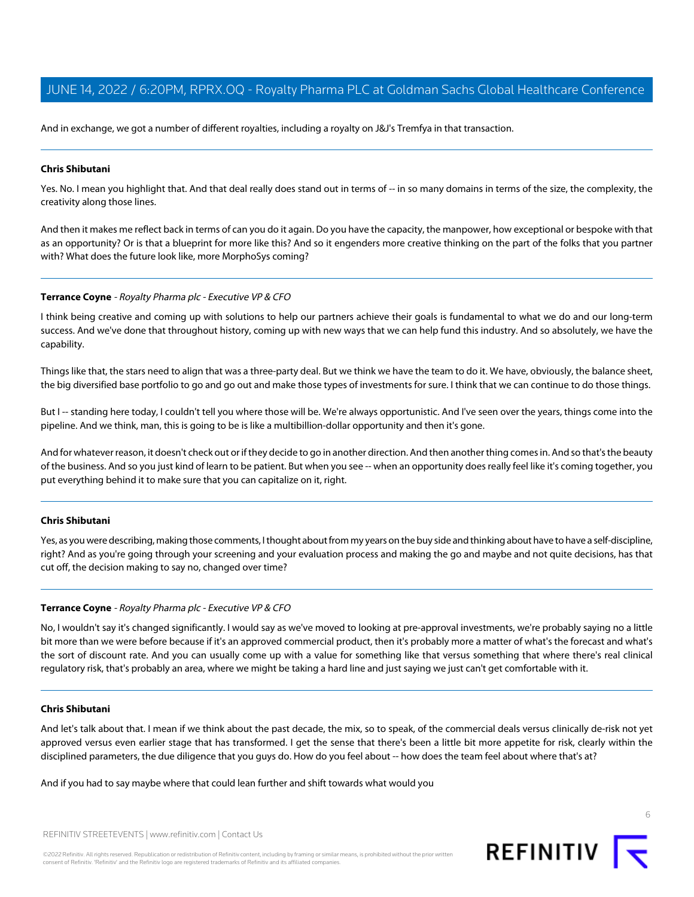And in exchange, we got a number of different royalties, including a royalty on J&J's Tremfya in that transaction.

**Chris Shibutani**

Yes. No. I mean you highlight that. And that deal really does stand out in terms of -- in so many domains in terms of the size, the complexity, the creativity along those lines.

And then it makes me reflect back in terms of can you do it again. Do you have the capacity, the manpower, how exceptional or bespoke with that as an opportunity? Or is that a blueprint for more like this? And so it engenders more creative thinking on the part of the folks that you partner with? What does the future look like, more MorphoSys coming?

**Terrance Coyne** - *Royalty Pharma plc - Executive VP & CFO*

I think being creative and coming up with solutions to help our partners achieve their goals is fundamental to what we do and our long-term success. And we've done that throughout history, coming up with new ways that we can help fund this industry. And so absolutely, we have the capability.

Things like that, the stars need to align that was a three-party deal. But we think we have the team to do it. We have, obviously, the balance sheet, the big diversified base portfolio to go and go out and make those types of investments for sure. I think that we can continue to do those things.

But I -- standing here today, I couldn't tell you where those will be. We're always opportunistic. And I've seen over the years, things come into the pipeline. And we think, man, this is going to be is like a multibillion-dollar opportunity and then it's gone.

And for whatever reason, it doesn't check out or if they decide to go in another direction. And then another thing comes in. And so that's the beauty of the business. And so you just kind of learn to be patient. But when you see -- when an opportunity does really feel like it's coming together, you put everything behind it to make sure that you can capitalize on it, right.

**Chris Shibutani**

Yes, as you were describing, making those comments, I thought about from my years on the buy side and thinking about have to have a self-discipline, right? And as you're going through your screening and your evaluation process and making the go and maybe and not quite decisions, has that cut off, the decision making to say no, changed over time?

**Terrance Coyne** - *Royalty Pharma plc - Executive VP & CFO*

No, I wouldn't say it's changed significantly. I would say as we've moved to looking at pre-approval investments, we're probably saying no a little bit more than we were before because if it's an approved commercial product, then it's probably more a matter of what's the forecast and what's the sort of discount rate. And you can usually come up with a value for something like that versus something that where there's real clinical regulatory risk, that's probably an area, where we might be taking a hard line and just saying we just can't get comfortable with it.

**Chris Shibutani**

And let's talk about that. I mean if we think about the past decade, the mix, so to speak, of the commercial deals versus clinically de-risk not yet approved versus even earlier stage that has transformed. I get the sense that there's been a little bit more appetite for risk, clearly within the disciplined parameters, the due diligence that you guys do. How do you feel about -- how does the team feel about where that's at?

And if you had to say maybe where that could lean further and shift towards what would you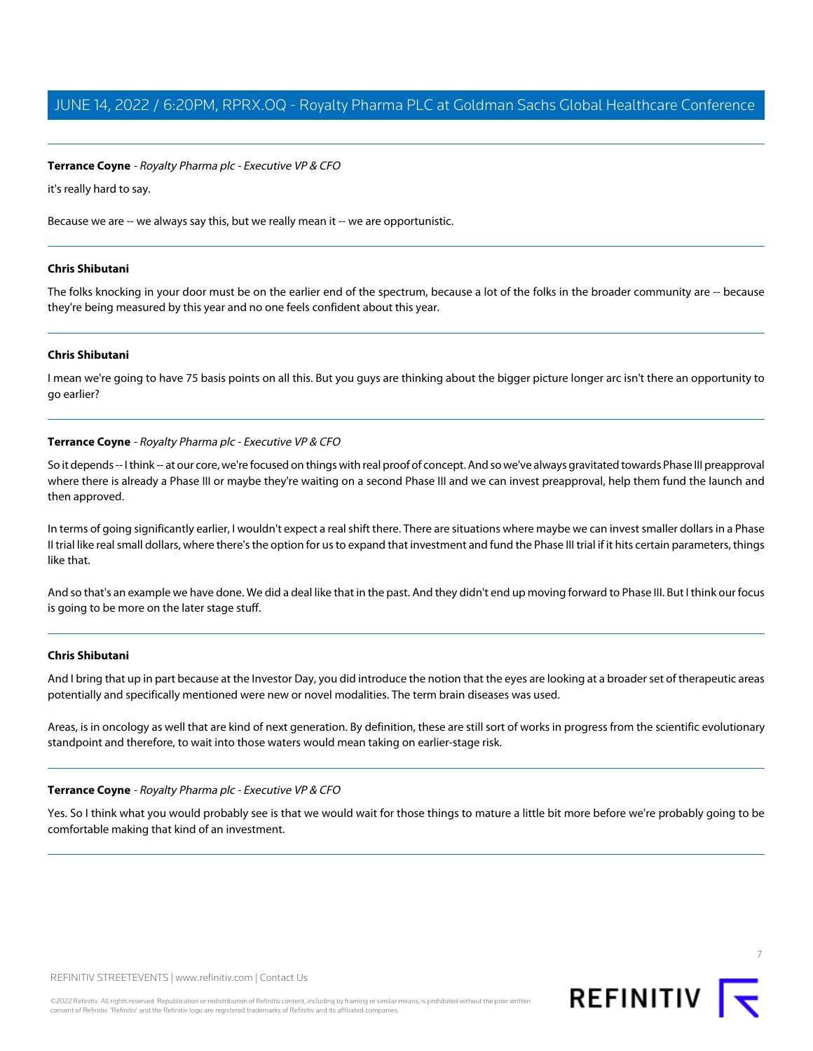**Terrance Coyne** - *Royalty Pharma plc - Executive VP & CFO*

it's really hard to say.

Because we are -- we always say this, but we really mean it -- we are opportunistic.

---

**Chris Shibutani**

The folks knocking in your door must be on the earlier end of the spectrum, because a lot of the folks in the broader community are -- because they're being measured by this year and no one feels confident about this year.

---

**Chris Shibutani**

I mean we're going to have 75 basis points on all this. But you guys are thinking about the bigger picture longer arc isn't there an opportunity to go earlier?

---

**Terrance Coyne** - *Royalty Pharma plc - Executive VP & CFO*

So it depends -- I think -- at our core, we're focused on things with real proof of concept. And so we've always gravitated towards Phase III preapproval where there is already a Phase III or maybe they're waiting on a second Phase III and we can invest preapproval, help them fund the launch and then approved.

In terms of going significantly earlier, I wouldn't expect a real shift there. There are situations where maybe we can invest smaller dollars in a Phase II trial like real small dollars, where there's the option for us to expand that investment and fund the Phase III trial if it hits certain parameters, things like that.

And so that's an example we have done. We did a deal like that in the past. And they didn't end up moving forward to Phase III. But I think our focus is going to be more on the later stage stuff.

---

**Chris Shibutani**

And I bring that up in part because at the Investor Day, you did introduce the notion that the eyes are looking at a broader set of therapeutic areas potentially and specifically mentioned were new or novel modalities. The term brain diseases was used.

Areas, is in oncology as well that are kind of next generation. By definition, these are still sort of works in progress from the scientific evolutionary standpoint and therefore, to wait into those waters would mean taking on earlier-stage risk.

---

**Terrance Coyne** - *Royalty Pharma plc - Executive VP & CFO*

Yes. So I think what you would probably see is that we would wait for those things to mature a little bit more before we're probably going to be comfortable making that kind of an investment.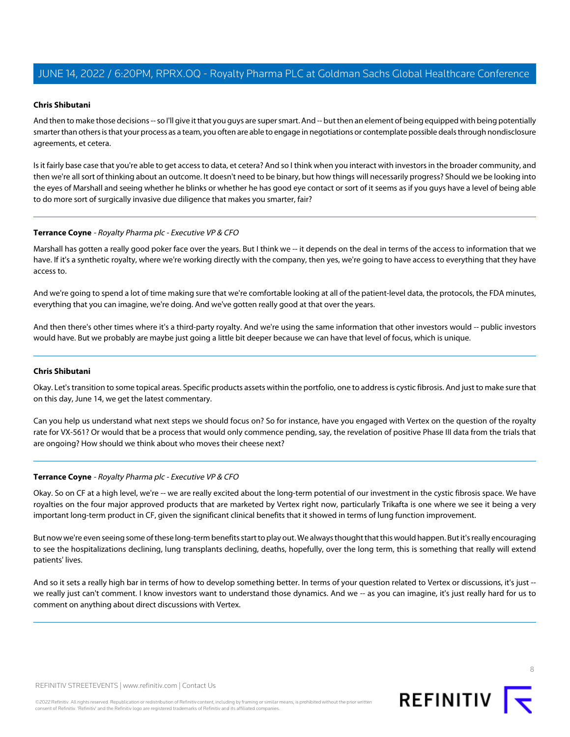**Chris Shibutani**

And then to make those decisions -- so I'll give it that you guys are super smart. And -- but then an element of being equipped with being potentially smarter than others is that your process as a team, you often are able to engage in negotiations or contemplate possible deals through nondisclosure agreements, et cetera.

Is it fairly base case that you're able to get access to data, et cetera? And so I think when you interact with investors in the broader community, and then we're all sort of thinking about an outcome. It doesn't need to be binary, but how things will necessarily progress? Should we be looking into the eyes of Marshall and seeing whether he blinks or whether he has good eye contact or sort of it seems as if you guys have a level of being able to do more sort of surgically invasive due diligence that makes you smarter, fair?

---

**Terrance Coyne** - *Royalty Pharma plc - Executive VP & CFO*

Marshall has gotten a really good poker face over the years. But I think we -- it depends on the deal in terms of the access to information that we have. If it's a synthetic royalty, where we're working directly with the company, then yes, we're going to have access to everything that they have access to.

And we're going to spend a lot of time making sure that we're comfortable looking at all of the patient-level data, the protocols, the FDA minutes, everything that you can imagine, we're doing. And we've gotten really good at that over the years.

And then there's other times where it's a third-party royalty. And we're using the same information that other investors would -- public investors would have. But we probably are maybe just going a little bit deeper because we can have that level of focus, which is unique.

---

**Chris Shibutani**

Okay. Let's transition to some topical areas. Specific products assets within the portfolio, one to address is cystic fibrosis. And just to make sure that on this day, June 14, we get the latest commentary.

Can you help us understand what next steps we should focus on? So for instance, have you engaged with Vertex on the question of the royalty rate for VX-561? Or would that be a process that would only commence pending, say, the revelation of positive Phase III data from the trials that are ongoing? How should we think about who moves their cheese next?

---

**Terrance Coyne** - *Royalty Pharma plc - Executive VP & CFO*

Okay. So on CF at a high level, we're -- we are really excited about the long-term potential of our investment in the cystic fibrosis space. We have royalties on the four major approved products that are marketed by Vertex right now, particularly Trikafta is one where we see it being a very important long-term product in CF, given the significant clinical benefits that it showed in terms of lung function improvement.

But now we're even seeing some of these long-term benefits start to play out. We always thought that this would happen. But it's really encouraging to see the hospitalizations declining, lung transplants declining, deaths, hopefully, over the long term, this is something that really will extend patients' lives.

And so it sets a really high bar in terms of how to develop something better. In terms of your question related to Vertex or discussions, it's just -- we really just can't comment. I know investors want to understand those dynamics. And we -- as you can imagine, it's just really hard for us to comment on anything about direct discussions with Vertex.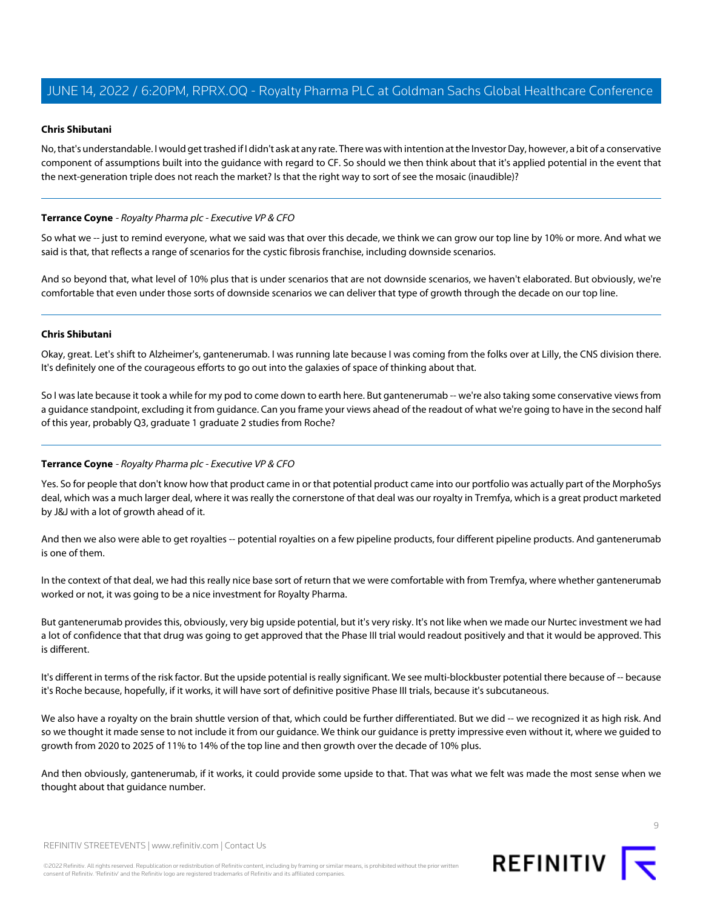**Chris Shibutani**

No, that's understandable. I would get trashed if I didn't ask at any rate. There was with intention at the Investor Day, however, a bit of a conservative component of assumptions built into the guidance with regard to CF. So should we then think about that it's applied potential in the event that the next-generation triple does not reach the market? Is that the right way to sort of see the mosaic (inaudible)?

---

**Terrance Coyne** - *Royalty Pharma plc - Executive VP & CFO*

So what we -- just to remind everyone, what we said was that over this decade, we think we can grow our top line by 10% or more. And what we said is that, that reflects a range of scenarios for the cystic fibrosis franchise, including downside scenarios.

And so beyond that, what level of 10% plus that is under scenarios that are not downside scenarios, we haven't elaborated. But obviously, we're comfortable that even under those sorts of downside scenarios we can deliver that type of growth through the decade on our top line.

---

**Chris Shibutani**

Okay, great. Let's shift to Alzheimer's, gantenerumab. I was running late because I was coming from the folks over at Lilly, the CNS division there. It's definitely one of the courageous efforts to go out into the galaxies of space of thinking about that.

So I was late because it took a while for my pod to come down to earth here. But gantenerumab -- we're also taking some conservative views from a guidance standpoint, excluding it from guidance. Can you frame your views ahead of the readout of what we're going to have in the second half of this year, probably Q3, graduate 1 graduate 2 studies from Roche?

---

**Terrance Coyne** - *Royalty Pharma plc - Executive VP & CFO*

Yes. So for people that don't know how that product came in or that potential product came into our portfolio was actually part of the MorphoSys deal, which was a much larger deal, where it was really the cornerstone of that deal was our royalty in Tremfya, which is a great product marketed by J&J with a lot of growth ahead of it.

And then we also were able to get royalties -- potential royalties on a few pipeline products, four different pipeline products. And gantenerumab is one of them.

In the context of that deal, we had this really nice base sort of return that we were comfortable with from Tremfya, where whether gantenerumab worked or not, it was going to be a nice investment for Royalty Pharma.

But gantenerumab provides this, obviously, very big upside potential, but it's very risky. It's not like when we made our Nurtec investment we had a lot of confidence that that drug was going to get approved that the Phase III trial would readout positively and that it would be approved. This is different.

It's different in terms of the risk factor. But the upside potential is really significant. We see multi-blockbuster potential there because of -- because it's Roche because, hopefully, if it works, it will have sort of definitive positive Phase III trials, because it's subcutaneous.

We also have a royalty on the brain shuttle version of that, which could be further differentiated. But we did -- we recognized it as high risk. And so we thought it made sense to not include it from our guidance. We think our guidance is pretty impressive even without it, where we guided to growth from 2020 to 2025 of 11% to 14% of the top line and then growth over the decade of 10% plus.

And then obviously, gantenerumab, if it works, it could provide some upside to that. That was what we felt was made the most sense when we thought about that guidance number.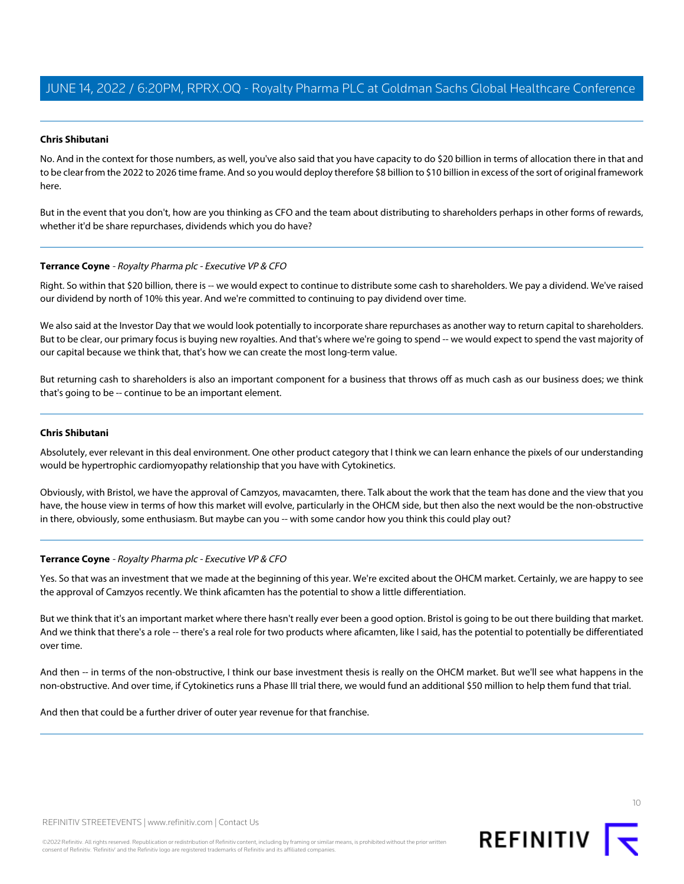**Chris Shibutani**

No. And in the context for those numbers, as well, you've also said that you have capacity to do $20 billion in terms of allocation there in that and to be clear from the 2022 to 2026 time frame. And so you would deploy therefore $8 billion to $10 billion in excess of the sort of original framework here.

But in the event that you don't, how are you thinking as CFO and the team about distributing to shareholders perhaps in other forms of rewards, whether it'd be share repurchases, dividends which you do have?

---

**Terrance Coyne** - *Royalty Pharma plc - Executive VP & CFO*

Right. So within that $20 billion, there is -- we would expect to continue to distribute some cash to shareholders. We pay a dividend. We've raised our dividend by north of 10% this year. And we're committed to continuing to pay dividend over time.

We also said at the Investor Day that we would look potentially to incorporate share repurchases as another way to return capital to shareholders. But to be clear, our primary focus is buying new royalties. And that's where we're going to spend -- we would expect to spend the vast majority of our capital because we think that, that's how we can create the most long-term value.

But returning cash to shareholders is also an important component for a business that throws off as much cash as our business does; we think that's going to be -- continue to be an important element.

---

**Chris Shibutani**

Absolutely, ever relevant in this deal environment. One other product category that I think we can learn enhance the pixels of our understanding would be hypertrophic cardiomyopathy relationship that you have with Cytokinetics.

Obviously, with Bristol, we have the approval of Camzyos, mavacamten, there. Talk about the work that the team has done and the view that you have, the house view in terms of how this market will evolve, particularly in the OHCM side, but then also the next would be the non-obstructive in there, obviously, some enthusiasm. But maybe can you -- with some candor how you think this could play out?

---

**Terrance Coyne** - *Royalty Pharma plc - Executive VP & CFO*

Yes. So that was an investment that we made at the beginning of this year. We're excited about the OHCM market. Certainly, we are happy to see the approval of Camzyos recently. We think aficamten has the potential to show a little differentiation.

But we think that it's an important market where there hasn't really ever been a good option. Bristol is going to be out there building that market. And we think that there's a role -- there's a real role for two products where aficamten, like I said, has the potential to potentially be differentiated over time.

And then -- in terms of the non-obstructive, I think our base investment thesis is really on the OHCM market. But we'll see what happens in the non-obstructive. And over time, if Cytokinetics runs a Phase III trial there, we would fund an additional $50 million to help them fund that trial.

And then that could be a further driver of outer year revenue for that franchise.

---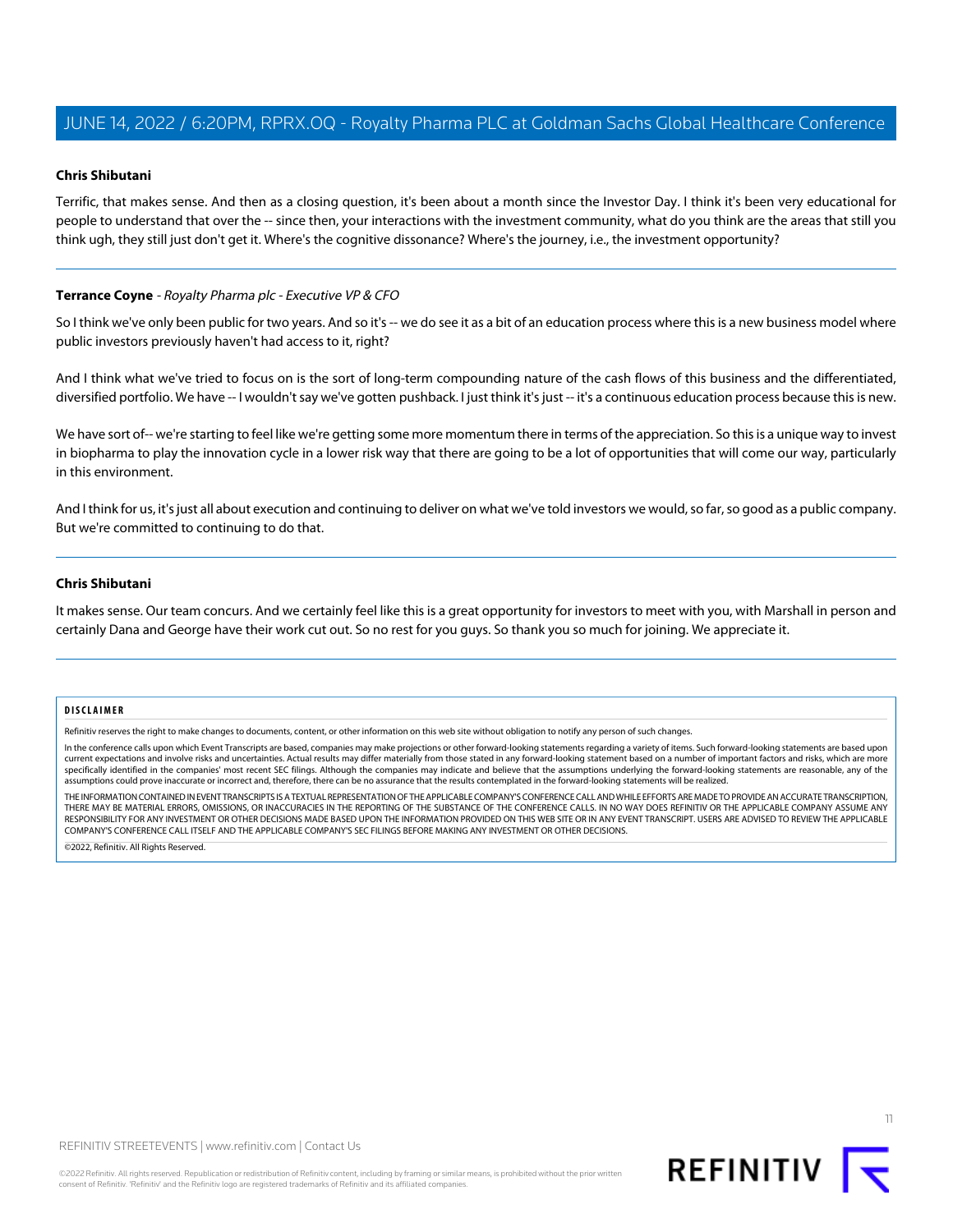**Chris Shibutani**

Terrific, that makes sense. And then as a closing question, it's been about a month since the Investor Day. I think it's been very educational for people to understand that over the -- since then, your interactions with the investment community, what do you think are the areas that still you think ugh, they still just don't get it. Where's the cognitive dissonance? Where's the journey, i.e., the investment opportunity?

---

**Terrance Coyne** - *Royalty Pharma plc - Executive VP & CFO*

So I think we've only been public for two years. And so it's -- we do see it as a bit of an education process where this is a new business model where public investors previously haven't had access to it, right?

And I think what we've tried to focus on is the sort of long-term compounding nature of the cash flows of this business and the differentiated, diversified portfolio. We have -- I wouldn't say we've gotten pushback. I just think it's just -- it's a continuous education process because this is new.

We have sort of-- we're starting to feel like we're getting some more momentum there in terms of the appreciation. So this is a unique way to invest in biopharma to play the innovation cycle in a lower risk way that there are going to be a lot of opportunities that will come our way, particularly in this environment.

And I think for us, it's just all about execution and continuing to deliver on what we've told investors we would, so far, so good as a public company. But we're committed to continuing to do that.

---

**Chris Shibutani**

It makes sense. Our team concurs. And we certainly feel like this is a great opportunity for investors to meet with you, with Marshall in person and certainly Dana and George have their work cut out. So no rest for you guys. So thank you so much for joining. We appreciate it.

---

**DISCLAIMER**

Refinitiv reserves the right to make changes to documents, content, or other information on this web site without obligation to notify any person of such changes.

In the conference calls upon which Event Transcripts are based, companies may make projections or other forward-looking statements regarding a variety of items. Such forward-looking statements are based upon current expectations and involve risks and uncertainties. Actual results may differ materially from those stated in any forward-looking statement based on a number of important factors and risks, which are more specifically identified in the companies' most recent SEC filings. Although the companies may indicate and believe that the assumptions underlying the forward-looking statements are reasonable, any of the assumptions could prove inaccurate or incorrect and, therefore, there can be no assurance that the results contemplated in the forward-looking statements will be realized.

THE INFORMATION CONTAINED IN EVENT TRANSCRIPTS IS A TEXTUAL REPRESENTATION OF THE APPLICABLE COMPANY'S CONFERENCE CALL AND WHILE EFFORTS ARE MADE TO PROVIDE AN ACCURATE TRANSCRIPTION, THERE MAY BE MATERIAL ERRORS, OMISSIONS, OR INACCURACIES IN THE REPORTING OF THE SUBSTANCE OF THE CONFERENCE CALLS. IN NO WAY DOES REFINITIV OR THE APPLICABLE COMPANY ASSUME ANY RESPONSIBILITY FOR ANY INVESTMENT OR OTHER DECISIONS MADE BASED UPON THE INFORMATION PROVIDED ON THIS WEB SITE OR IN ANY EVENT TRANSCRIPT. USERS ARE ADVISED TO REVIEW THE APPLICABLE COMPANY'S CONFERENCE CALL ITSELF AND THE APPLICABLE COMPANY'S SEC FILINGS BEFORE MAKING ANY INVESTMENT OR OTHER DECISIONS.

©2022, Refinitiv. All Rights Reserved.